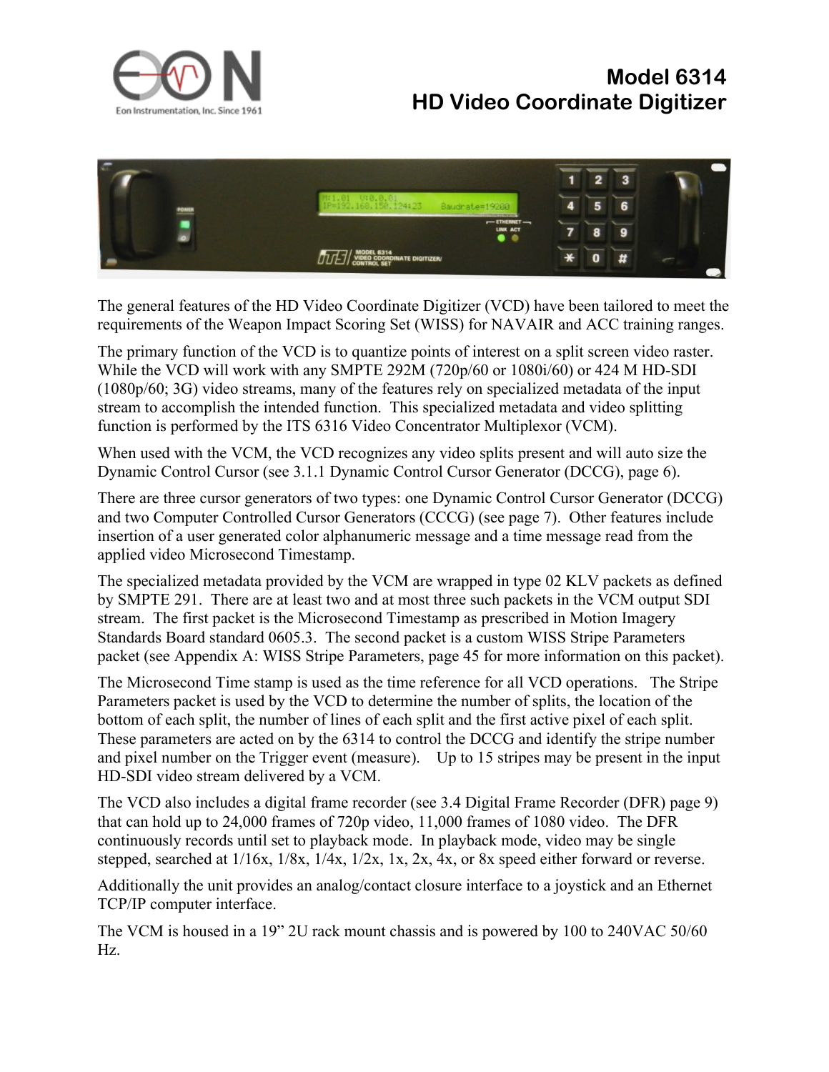# Model 6314
# HD Video Coordinate Digitizer

The general features of the HD Video Coordinate Digitizer (VCD) have been tailored to meet the requirements of the Weapon Impact Scoring Set (WISS) for NAVAIR and ACC training ranges.

The primary function of the VCD is to quantize points of interest on a split screen video raster. While the VCD will work with any SMPTE 292M (720p/60 or 1080i/60) or 424 M HD-SDI (1080p/60; 3G) video streams, many of the features rely on specialized metadata of the input stream to accomplish the intended function. This specialized metadata and video splitting function is performed by the ITS 6316 Video Concentrator Multiplexor (VCM).

When used with the VCM, the VCD recognizes any video splits present and will auto size the Dynamic Control Cursor (see 3.1.1 Dynamic Control Cursor Generator (DCCG), page 6).

There are three cursor generators of two types: one Dynamic Control Cursor Generator (DCCG) and two Computer Controlled Cursor Generators (CCCG) (see page 7). Other features include insertion of a user generated color alphanumeric message and a time message read from the applied video Microsecond Timestamp.

The specialized metadata provided by the VCM are wrapped in type 02 KLV packets as defined by SMPTE 291. There are at least two and at most three such packets in the VCM output SDI stream. The first packet is the Microsecond Timestamp as prescribed in Motion Imagery Standards Board standard 0605.3. The second packet is a custom WISS Stripe Parameters packet (see Appendix A: WISS Stripe Parameters, page 45 for more information on this packet).

The Microsecond Time stamp is used as the time reference for all VCD operations. The Stripe Parameters packet is used by the VCD to determine the number of splits, the location of the bottom of each split, the number of lines of each split and the first active pixel of each split. These parameters are acted on by the 6314 to control the DCCG and identify the stripe number and pixel number on the Trigger event (measure). Up to 15 stripes may be present in the input HD-SDI video stream delivered by a VCM.

The VCD also includes a digital frame recorder (see 3.4 Digital Frame Recorder (DFR) page 9) that can hold up to 24,000 frames of 720p video, 11,000 frames of 1080 video. The DFR continuously records until set to playback mode. In playback mode, video may be single stepped, searched at 1/16x, 1/8x, 1/4x, 1/2x, 1x, 2x, 4x, or 8x speed either forward or reverse.

Additionally the unit provides an analog/contact closure interface to a joystick and an Ethernet TCP/IP computer interface.

The VCM is housed in a 19" 2U rack mount chassis and is powered by 100 to 240VAC 50/60 Hz.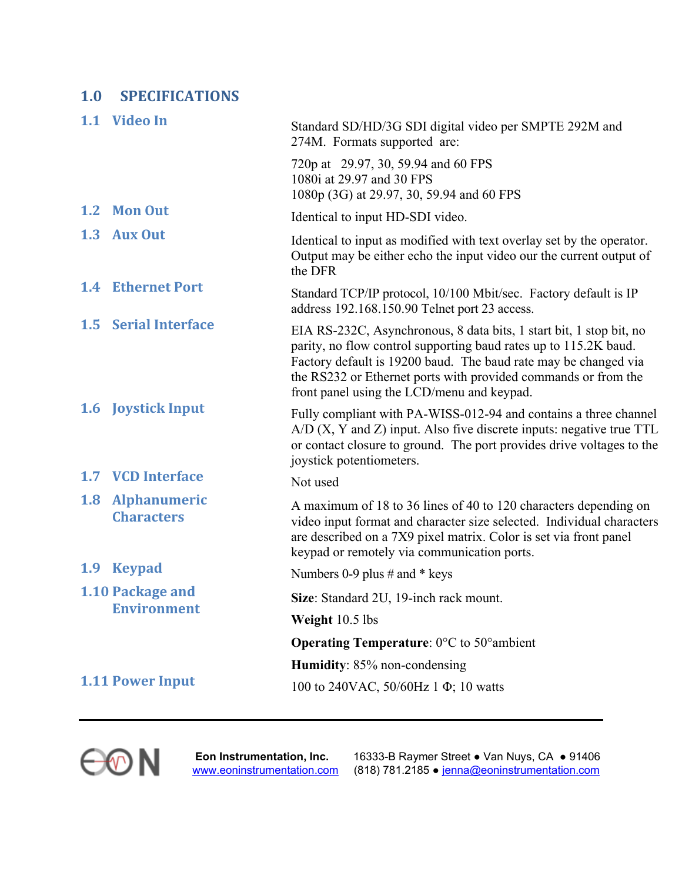# 1.0 SPECIFICATIONS

## 1.1 Video In

Standard SD/HD/3G SDI digital video per SMPTE 292M and 274M. Formats supported are:

720p at 29.97, 30, 59.94 and 60 FPS
1080i at 29.97 and 30 FPS
1080p (3G) at 29.97, 30, 59.94 and 60 FPS

## 1.2 Mon Out

Identical to input HD-SDI video.

## 1.3 Aux Out

Identical to input as modified with text overlay set by the operator. Output may be either echo the input video our the current output of the DFR

## 1.4 Ethernet Port

Standard TCP/IP protocol, 10/100 Mbit/sec. Factory default is IP address 192.168.150.90 Telnet port 23 access.

## 1.5 Serial Interface

EIA RS-232C, Asynchronous, 8 data bits, 1 start bit, 1 stop bit, no parity, no flow control supporting baud rates up to 115.2K baud. Factory default is 19200 baud. The baud rate may be changed via the RS232 or Ethernet ports with provided commands or from the front panel using the LCD/menu and keypad.

## 1.6 Joystick Input

Fully compliant with PA-WISS-012-94 and contains a three channel A/D (X, Y and Z) input. Also five discrete inputs: negative true TTL or contact closure to ground. The port provides drive voltages to the joystick potentiometers.

## 1.7 VCD Interface

Not used

## 1.8 Alphanumeric Characters

A maximum of 18 to 36 lines of 40 to 120 characters depending on video input format and character size selected. Individual characters are described on a 7X9 pixel matrix. Color is set via front panel keypad or remotely via communication ports.

## 1.9 Keypad

Numbers 0-9 plus # and * keys

## 1.10 Package and Environment

**Size**: Standard 2U, 19-inch rack mount.

**Weight** 10.5 lbs

**Operating Temperature**: 0°C to 50°ambient

**Humidity**: 85% non-condensing

## 1.11 Power Input

100 to 240VAC, 50/60Hz 1 Φ; 10 watts

**Eon Instrumentation, Inc.** 16333-B Raymer Street ● Van Nuys, CA ● 91406
www.eoninstrumentation.com (818) 781.2185 ● jenna@eoninstrumentation.com